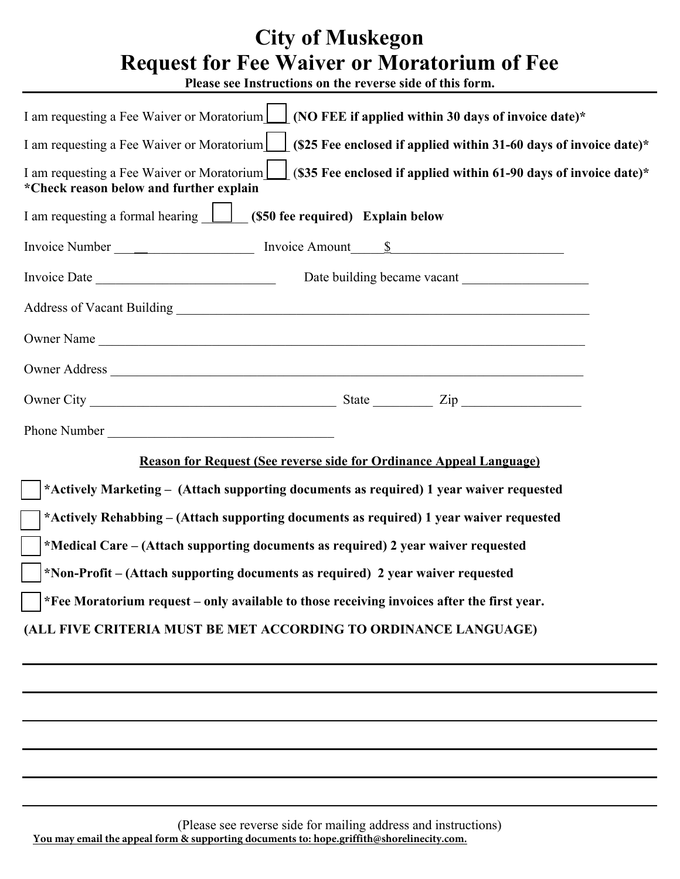# City of Muskegon
# Request for Fee Waiver or Moratorium of Fee

**Please see Instructions on the reverse side of this form.**

---

I am requesting a Fee Waiver or Moratorium ☐ **(NO FEE if applied within 30 days of invoice date)***

I am requesting a Fee Waiver or Moratorium ☐ **($25 Fee enclosed if applied within 31-60 days of invoice date)***

I am requesting a Fee Waiver or Moratorium ☐ **($35 Fee enclosed if applied within 61-90 days of invoice date)***
***Check reason below and further explain**

I am requesting a formal hearing ☐ **($50 fee required) Explain below**

Invoice Number ____________________ Invoice Amount $__________________________

Invoice Date ___________________________ Date building became vacant ___________________

Address of Vacant Building ________________________________________________________________

Owner Name ________________________________________________________________________

Owner Address ______________________________________________________________________

Owner City ______________________________________ State _________ Zip __________________

Phone Number __________________________________

**Reason for Request (See reverse side for Ordinance Appeal Language)**

☐ ***Actively Marketing – (Attach supporting documents as required) 1 year waiver requested**

☐ ***Actively Rehabbing – (Attach supporting documents as required) 1 year waiver requested**

☐ ***Medical Care – (Attach supporting documents as required) 2 year waiver requested**

☐ ***Non-Profit – (Attach supporting documents as required) 2 year waiver requested**

☐ ***Fee Moratorium request – only available to those receiving invoices after the first year.**

**(ALL FIVE CRITERIA MUST BE MET ACCORDING TO ORDINANCE LANGUAGE)**

______________________________________________________________________________

______________________________________________________________________________

______________________________________________________________________________

______________________________________________________________________________

______________________________________________________________________________

______________________________________________________________________________

(Please see reverse side for mailing address and instructions)

**You may email the appeal form & supporting documents to: hope.griffith@shorelinecity.com.**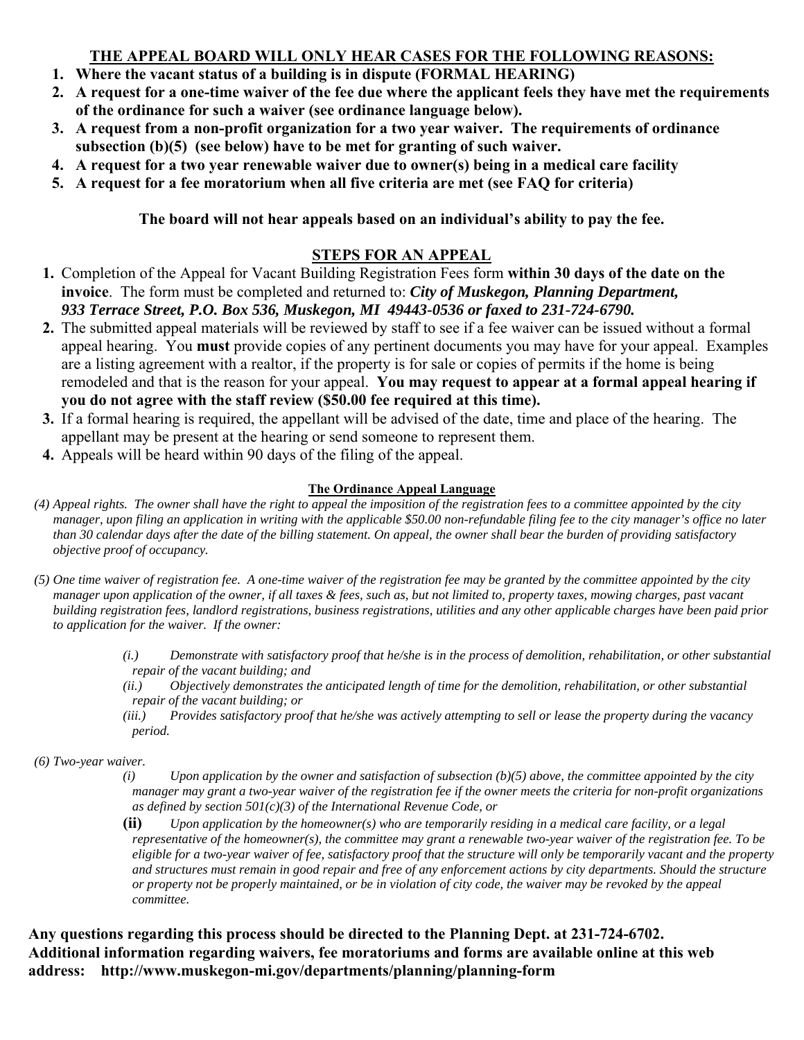## THE APPEAL BOARD WILL ONLY HEAR CASES FOR THE FOLLOWING REASONS:

1. **Where the vacant status of a building is in dispute (FORMAL HEARING)**
2. **A request for a one-time waiver of the fee due where the applicant feels they have met the requirements of the ordinance for such a waiver (see ordinance language below).**
3. **A request from a non-profit organization for a two year waiver. The requirements of ordinance subsection (b)(5) (see below) have to be met for granting of such waiver.**
4. **A request for a two year renewable waiver due to owner(s) being in a medical care facility**
5. **A request for a fee moratorium when all five criteria are met (see FAQ for criteria)**

**The board will not hear appeals based on an individual's ability to pay the fee.**

## STEPS FOR AN APPEAL

1. Completion of the Appeal for Vacant Building Registration Fees form **within 30 days of the date on the invoice**. The form must be completed and returned to: ***City of Muskegon, Planning Department, 933 Terrace Street, P.O. Box 536, Muskegon, MI 49443-0536 or faxed to 231-724-6790.***
2. The submitted appeal materials will be reviewed by staff to see if a fee waiver can be issued without a formal appeal hearing. You **must** provide copies of any pertinent documents you may have for your appeal. Examples are a listing agreement with a realtor, if the property is for sale or copies of permits if the home is being remodeled and that is the reason for your appeal. **You may request to appear at a formal appeal hearing if you do not agree with the staff review ($50.00 fee required at this time).**
3. If a formal hearing is required, the appellant will be advised of the date, time and place of the hearing. The appellant may be present at the hearing or send someone to represent them.
4. Appeals will be heard within 90 days of the filing of the appeal.

#### The Ordinance Appeal Language

*(4) Appeal rights. The owner shall have the right to appeal the imposition of the registration fees to a committee appointed by the city manager, upon filing an application in writing with the applicable $50.00 non-refundable filing fee to the city manager's office no later than 30 calendar days after the date of the billing statement. On appeal, the owner shall bear the burden of providing satisfactory objective proof of occupancy.*

*(5) One time waiver of registration fee. A one-time waiver of the registration fee may be granted by the committee appointed by the city manager upon application of the owner, if all taxes & fees, such as, but not limited to, property taxes, mowing charges, past vacant building registration fees, landlord registrations, business registrations, utilities and any other applicable charges have been paid prior to application for the waiver. If the owner:*

> *(i.) Demonstrate with satisfactory proof that he/she is in the process of demolition, rehabilitation, or other substantial repair of the vacant building; and*
>
> *(ii.) Objectively demonstrates the anticipated length of time for the demolition, rehabilitation, or other substantial repair of the vacant building; or*
>
> *(iii.) Provides satisfactory proof that he/she was actively attempting to sell or lease the property during the vacancy period.*

*(6) Two-year waiver.*

> *(i) Upon application by the owner and satisfaction of subsection (b)(5) above, the committee appointed by the city manager may grant a two-year waiver of the registration fee if the owner meets the criteria for non-profit organizations as defined by section 501(c)(3) of the International Revenue Code, or*
>
> **(ii)** *Upon application by the homeowner(s) who are temporarily residing in a medical care facility, or a legal representative of the homeowner(s), the committee may grant a renewable two-year waiver of the registration fee. To be eligible for a two-year waiver of fee, satisfactory proof that the structure will only be temporarily vacant and the property and structures must remain in good repair and free of any enforcement actions by city departments. Should the structure or property not be properly maintained, or be in violation of city code, the waiver may be revoked by the appeal committee.*

**Any questions regarding this process should be directed to the Planning Dept. at 231-724-6702. Additional information regarding waivers, fee moratoriums and forms are available online at this web address: http://www.muskegon-mi.gov/departments/planning/planning-form**